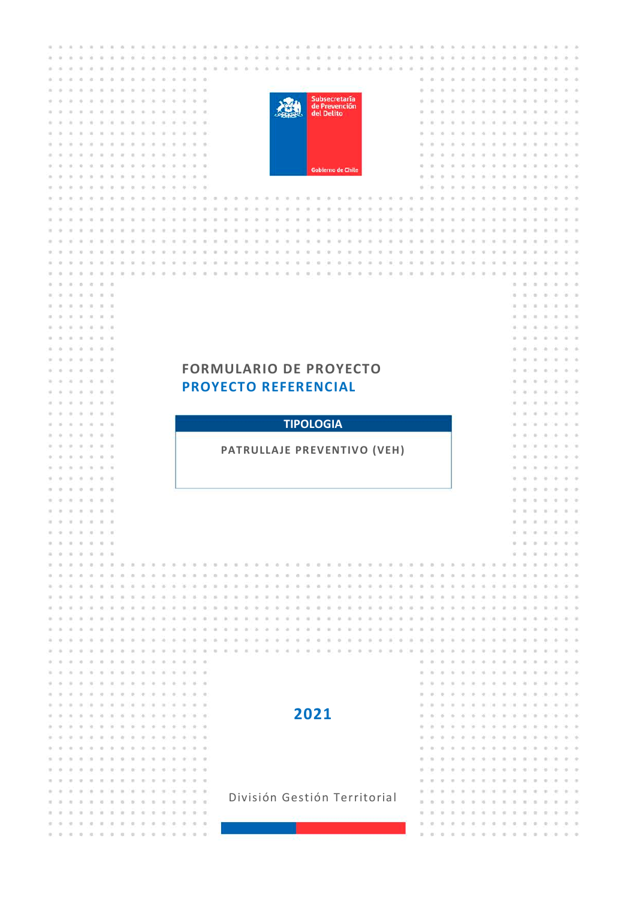Subsecretaría de Prevención del Delito

Gobierno de Chile

# FORMULARIO DE PROYECTO

## PROYECTO REFERENCIAL

| TIPOLOGIA |
| --- |
| PATRULLAJE PREVENTIVO (VEH) |

**2021**

División Gestión Territorial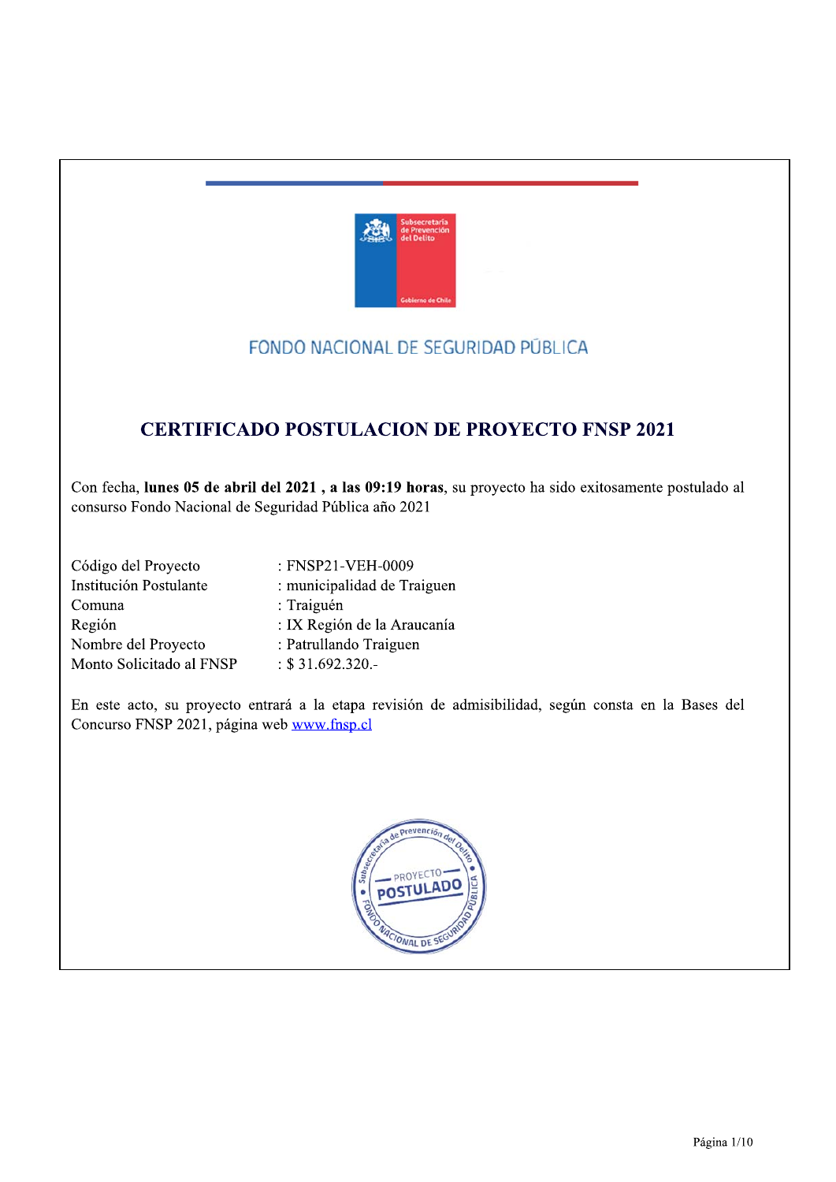FONDO NACIONAL DE SEGURIDAD PÚBLICA

# CERTIFICADO POSTULACION DE PROYECTO FNSP 2021

Con fecha, **lunes 05 de abril del 2021 , a las 09:19 horas**, su proyecto ha sido exitosamente postulado al consurso Fondo Nacional de Seguridad Pública año 2021

| | |
|---|---|
| Código del Proyecto | : FNSP21-VEH-0009 |
| Institución Postulante | : municipalidad de Traiguen |
| Comuna | : Traiguén |
| Región | : IX Región de la Araucanía |
| Nombre del Proyecto | : Patrullando Traiguen |
| Monto Solicitado al FNSP | : $ 31.692.320.- |

En este acto, su proyecto entrará a la etapa revisión de admisibilidad, según consta en la Bases del Concurso FNSP 2021, página web www.fnsp.cl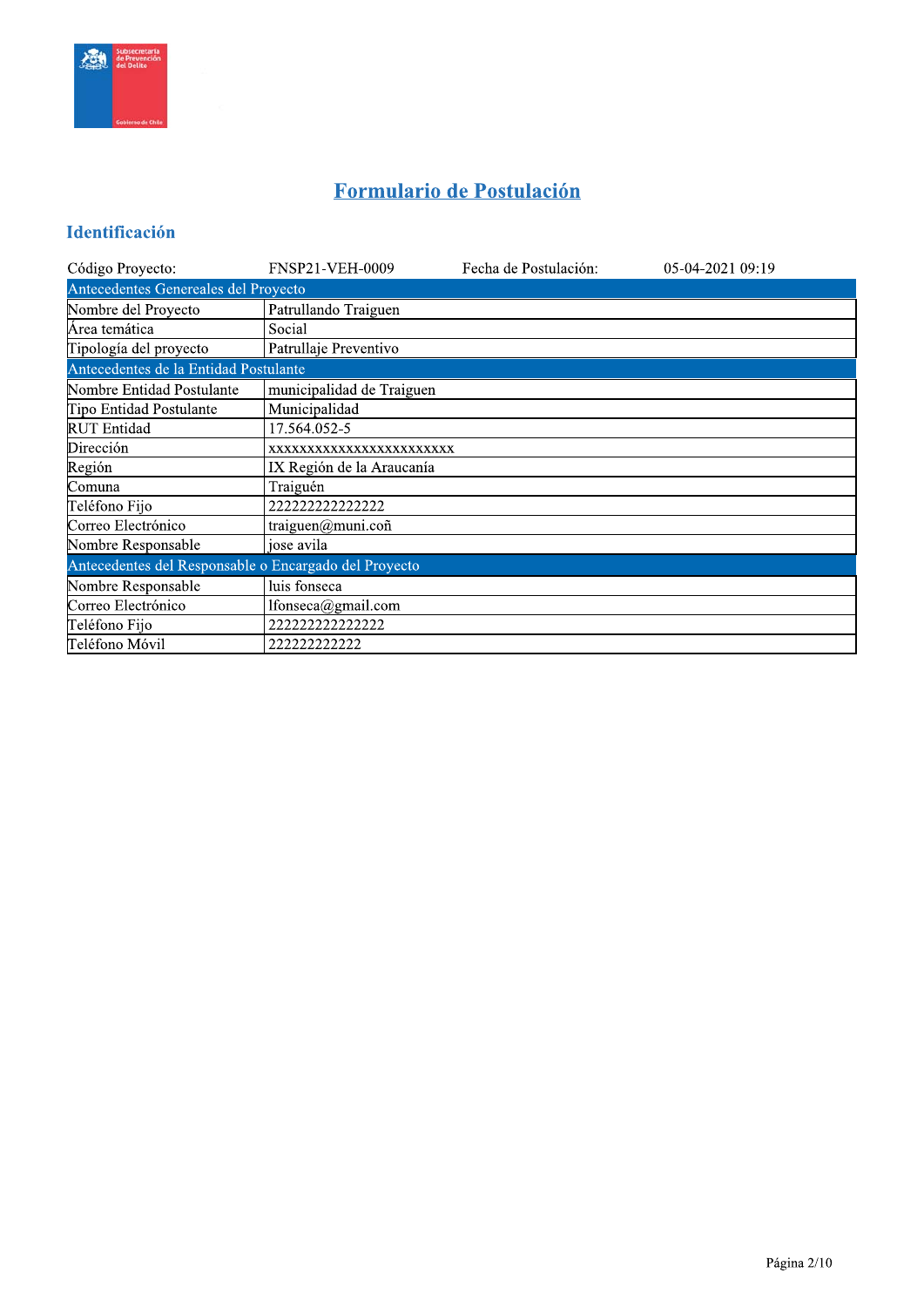# Formulario de Postulación

## Identificación

| Código Proyecto: | FNSP21-VEH-0009 | Fecha de Postulación: | 05-04-2021 09:19 |
|---|---|---|---|

| Antecedentes Genereales del Proyecto | |
|---|---|
| Nombre del Proyecto | Patrullando Traiguen |
| Área temática | Social |
| Tipología del proyecto | Patrullaje Preventivo |
| **Antecedentes de la Entidad Postulante** | |
| Nombre Entidad Postulante | municipalidad de Traiguen |
| Tipo Entidad Postulante | Municipalidad |
| RUT Entidad | 17.564.052-5 |
| Dirección | xxxxxxxxxxxxxxxxxxxxxxxx |
| Región | IX Región de la Araucanía |
| Comuna | Traiguén |
| Teléfono Fijo | 222222222222222 |
| Correo Electrónico | traiguen@muni.coñ |
| Nombre Responsable | jose avila |
| **Antecedentes del Responsable o Encargado del Proyecto** | |
| Nombre Responsable | luis fonseca |
| Correo Electrónico | lfonseca@gmail.com |
| Teléfono Fijo | 222222222222222 |
| Teléfono Móvil | 222222222222 |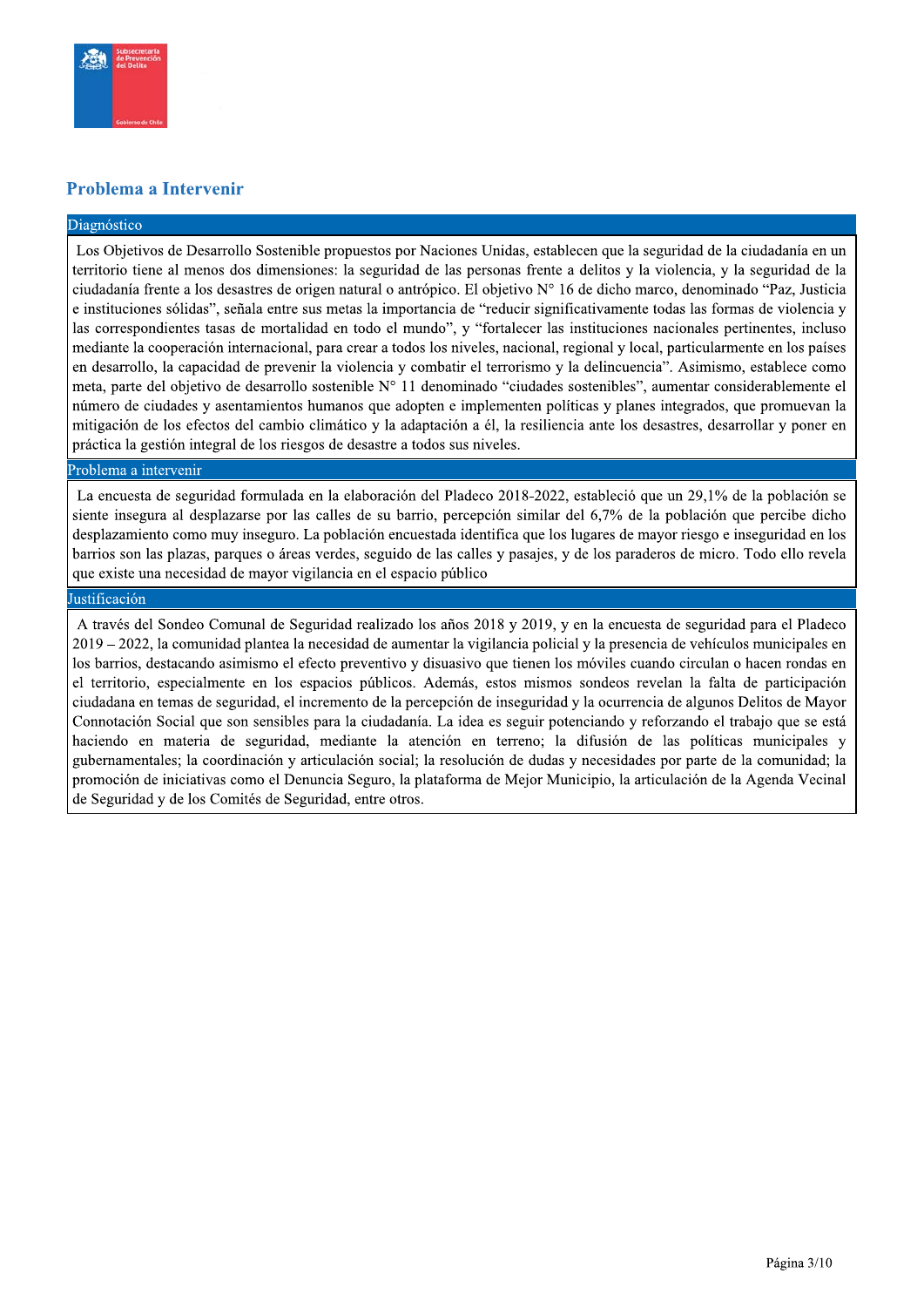## Problema a Intervenir

### Diagnóstico

Los Objetivos de Desarrollo Sostenible propuestos por Naciones Unidas, establecen que la seguridad de la ciudadanía en un territorio tiene al menos dos dimensiones: la seguridad de las personas frente a delitos y la violencia, y la seguridad de la ciudadanía frente a los desastres de origen natural o antrópico. El objetivo N° 16 de dicho marco, denominado "Paz, Justicia e instituciones sólidas", señala entre sus metas la importancia de "reducir significativamente todas las formas de violencia y las correspondientes tasas de mortalidad en todo el mundo", y "fortalecer las instituciones nacionales pertinentes, incluso mediante la cooperación internacional, para crear a todos los niveles, nacional, regional y local, particularmente en los países en desarrollo, la capacidad de prevenir la violencia y combatir el terrorismo y la delincuencia". Asimismo, establece como meta, parte del objetivo de desarrollo sostenible N° 11 denominado "ciudades sostenibles", aumentar considerablemente el número de ciudades y asentamientos humanos que adopten e implementen políticas y planes integrados, que promuevan la mitigación de los efectos del cambio climático y la adaptación a él, la resiliencia ante los desastres, desarrollar y poner en práctica la gestión integral de los riesgos de desastre a todos sus niveles.

### Problema a intervenir

La encuesta de seguridad formulada en la elaboración del Pladeco 2018-2022, estableció que un 29,1% de la población se siente insegura al desplazarse por las calles de su barrio, percepción similar del 6,7% de la población que percibe dicho desplazamiento como muy inseguro. La población encuestada identifica que los lugares de mayor riesgo e inseguridad en los barrios son las plazas, parques o áreas verdes, seguido de las calles y pasajes, y de los paraderos de micro. Todo ello revela que existe una necesidad de mayor vigilancia en el espacio público

### Justificación

A través del Sondeo Comunal de Seguridad realizado los años 2018 y 2019, y en la encuesta de seguridad para el Pladeco 2019 – 2022, la comunidad plantea la necesidad de aumentar la vigilancia policial y la presencia de vehículos municipales en los barrios, destacando asimismo el efecto preventivo y disuasivo que tienen los móviles cuando circulan o hacen rondas en el territorio, especialmente en los espacios públicos. Además, estos mismos sondeos revelan la falta de participación ciudadana en temas de seguridad, el incremento de la percepción de inseguridad y la ocurrencia de algunos Delitos de Mayor Connotación Social que son sensibles para la ciudadanía. La idea es seguir potenciando y reforzando el trabajo que se está haciendo en materia de seguridad, mediante la atención en terreno; la difusión de las políticas municipales y gubernamentales; la coordinación y articulación social; la resolución de dudas y necesidades por parte de la comunidad; la promoción de iniciativas como el Denuncia Seguro, la plataforma de Mejor Municipio, la articulación de la Agenda Vecinal de Seguridad y de los Comités de Seguridad, entre otros.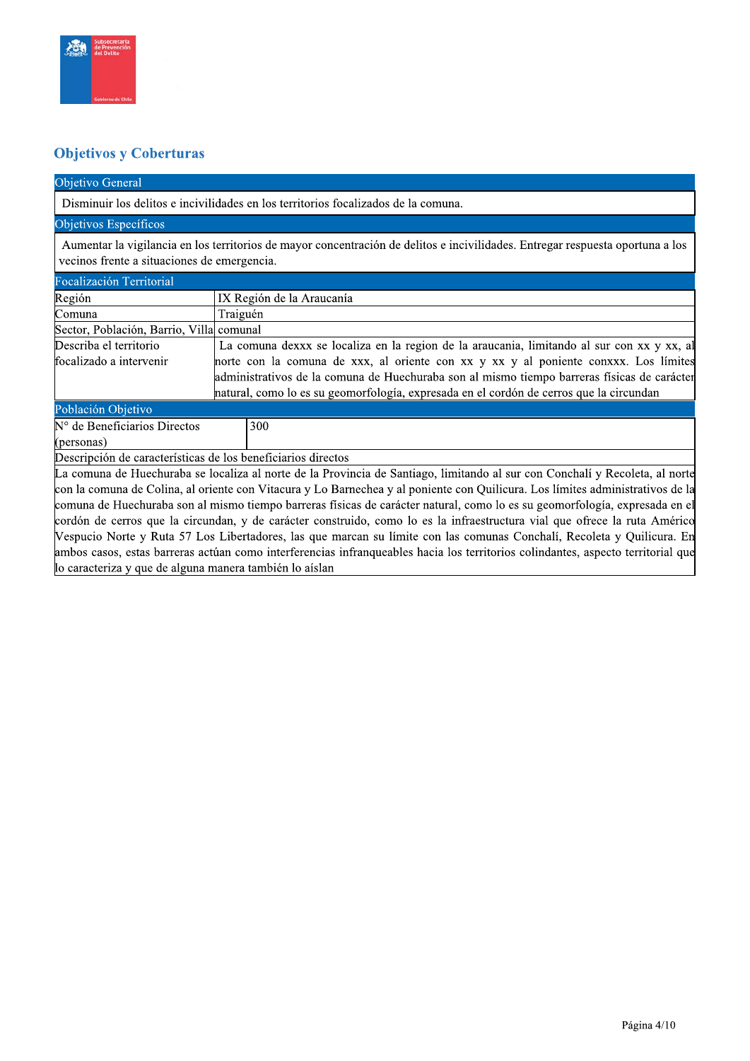## Objetivos y Coberturas

| Objetivo General |
|---|
| Disminuir los delitos e incivilidades en los territorios focalizados de la comuna. |

| Objetivos Específicos |
|---|
| Aumentar la vigilancia en los territorios de mayor concentración de delitos e incivilidades. Entregar respuesta oportuna a los vecinos frente a situaciones de emergencia. |

| Focalización Territorial | |
|---|---|
| Región | IX Región de la Araucanía |
| Comuna | Traiguén |
| Sector, Población, Barrio, Villa | comunal |
| Describa el territorio focalizado a intervenir | La comuna dexxx se localiza en la region de la araucania, limitando al sur con xx y xx, al norte con la comuna de xxx, al oriente con xx y xx y al poniente conxxx. Los límites administrativos de la comuna de Huechuraba son al mismo tiempo barreras físicas de carácter natural, como lo es su geomorfología, expresada en el cordón de cerros que la circundan |

| Población Objetivo | |
|---|---|
| N° de Beneficiarios Directos (personas) | 300 |

| Descripción de características de los beneficiarios directos |
|---|
| La comuna de Huechuraba se localiza al norte de la Provincia de Santiago, limitando al sur con Conchalí y Recoleta, al norte con la comuna de Colina, al oriente con Vitacura y Lo Barnechea y al poniente con Quilicura. Los límites administrativos de la comuna de Huechuraba son al mismo tiempo barreras físicas de carácter natural, como lo es su geomorfología, expresada en el cordón de cerros que la circundan, y de carácter construido, como lo es la infraestructura vial que ofrece la ruta Américo Vespucio Norte y Ruta 57 Los Libertadores, las que marcan su límite con las comunas Conchalí, Recoleta y Quilicura. En ambos casos, estas barreras actúan como interferencias infranqueables hacia los territorios colindantes, aspecto territorial que lo caracteriza y que de alguna manera también lo aíslan |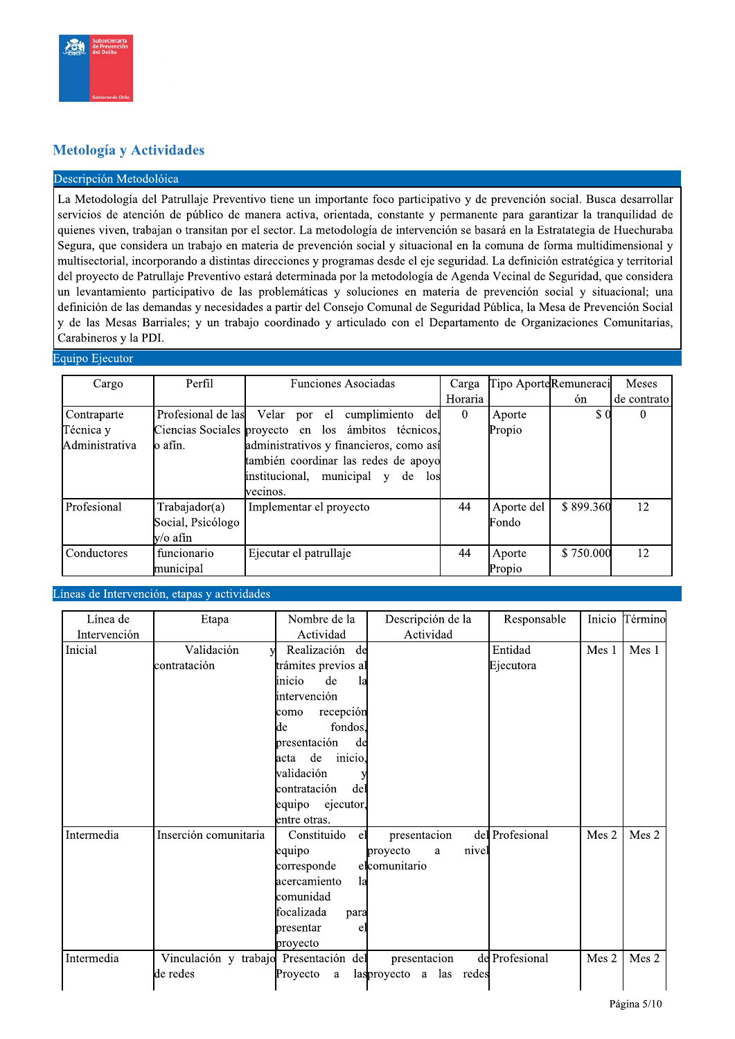## Metología y Actividades

### Descripción Metodolóica

La Metodología del Patrullaje Preventivo tiene un importante foco participativo y de prevención social. Busca desarrollar servicios de atención de público de manera activa, orientada, constante y permanente para garantizar la tranquilidad de quienes viven, trabajan o transitan por el sector. La metodología de intervención se basará en la Estratategia de Huechuraba Segura, que considera un trabajo en materia de prevención social y situacional en la comuna de forma multidimensional y multisectorial, incorporando a distintas direcciones y programas desde el eje seguridad. La definición estratégica y territorial del proyecto de Patrullaje Preventivo estará determinada por la metodología de Agenda Vecinal de Seguridad, que considera un levantamiento participativo de las problemáticas y soluciones en materia de prevención social y situacional; una definición de las demandas y necesidades a partir del Consejo Comunal de Seguridad Pública, la Mesa de Prevención Social y de las Mesas Barriales; y un trabajo coordinado y articulado con el Departamento de Organizaciones Comunitarias, Carabineros y la PDI.

### Equipo Ejecutor

| Cargo | Perfil | Funciones Asociadas | Carga Horaria | Tipo Aporte | Remuneración | Meses de contrato |
|---|---|---|---|---|---|---|
| Contraparte Técnica y Administrativa | Profesional de las Ciencias Sociales o afín. | Velar por el cumplimiento del proyecto en los ámbitos técnicos, administrativos y financieros, como así también coordinar las redes de apoyo institucional, municipal y de los vecinos. | 0 | Aporte Propio | $ 0 | 0 |
| Profesional | Trabajador(a) Social, Psicólogo y/o afín | Implementar el proyecto | 44 | Aporte del Fondo | $ 899.360 | 12 |
| Conductores | funcionario municipal | Ejecutar el patrullaje | 44 | Aporte Propio | $ 750.000 | 12 |

### Líneas de Intervención, etapas y actividades

| Línea de Intervención | Etapa | Nombre de la Actividad | Descripción de la Actividad | Responsable | Inicio | Término |
|---|---|---|---|---|---|---|
| Inicial | Validación y contratación | Realización de trámites previos al inicio de la intervención como recepción de fondos, presentación de acta de inicio, validación y contratación del equipo ejecutor, entre otras. | | Entidad Ejecutora | Mes 1 | Mes 1 |
| Intermedia | Inserción comunitaria | Constituido el equipo corresponde el acercamiento la comunidad focalizada para presentar el proyecto | presentacion del proyecto a nivel comunitario | Profesional | Mes 2 | Mes 2 |
| Intermedia | Vinculación y trabajo de redes | Presentación del Proyecto a las | presentacion de proyecto a las redes | Profesional | Mes 2 | Mes 2 |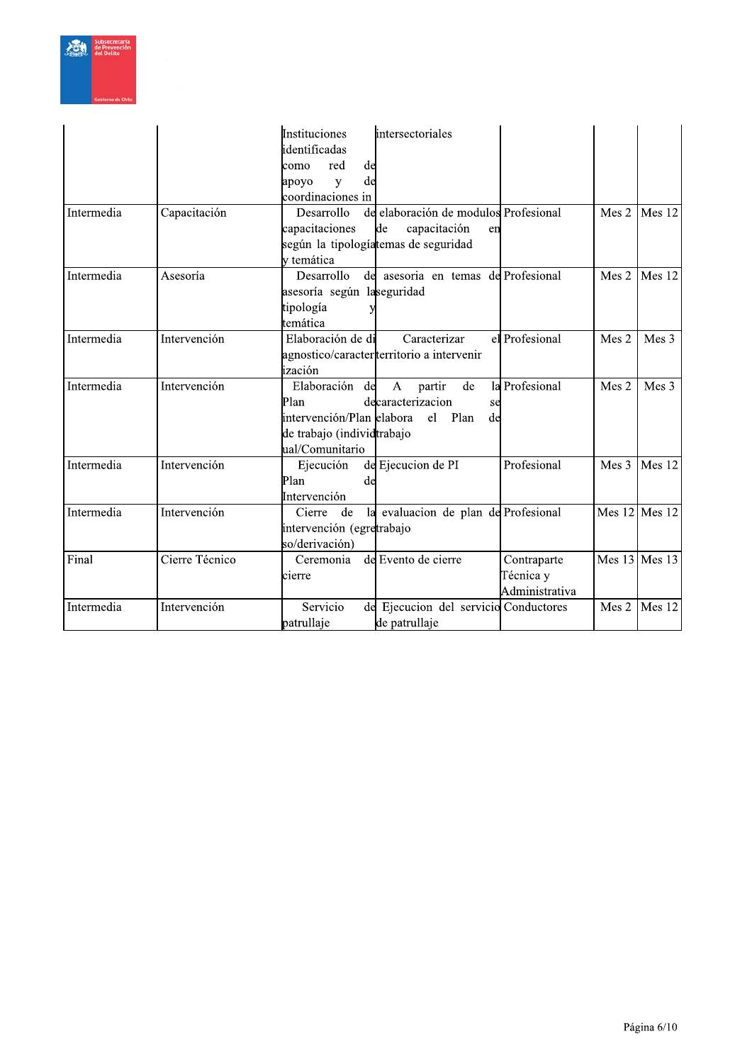| | | | | | | |
|---|---|---|---|---|---|---|
| | | Instituciones identificadas como red de apoyo y de coordinaciones in | intersectoriales | | | |
| Intermedia | Capacitación | Desarrollo de capacitaciones según la tipología y temática | elaboración de modulos de capacitación en temas de seguridad | Profesional | Mes 2 | Mes 12 |
| Intermedia | Asesoría | Desarrollo de asesoría según la tipología y temática | asesoria en temas de seguridad | Profesional | Mes 2 | Mes 12 |
| Intermedia | Intervención | Elaboración de diagnostico/caracterización | Caracterizar el territorio a intervenir | Profesional | Mes 2 | Mes 3 |
| Intermedia | Intervención | Elaboración de Plan de intervención/Plan de trabajo (individual/Comunitario | A partir de la caracterizacion se elabora el Plan de trabajo | Profesional | Mes 2 | Mes 3 |
| Intermedia | Intervención | Ejecución de Plan de Intervención | Ejecucion de PI | Profesional | Mes 3 | Mes 12 |
| Intermedia | Intervención | Cierre de la intervención (egreso/derivación) | evaluacion de plan de trabajo | Profesional | Mes 12 | Mes 12 |
| Final | Cierre Técnico | Ceremonia de cierre | Evento de cierre | Contraparte Técnica y Administrativa | Mes 13 | Mes 13 |
| Intermedia | Intervención | Servicio de patrullaje | Ejecucion del servicio de patrullaje | Conductores | Mes 2 | Mes 12 |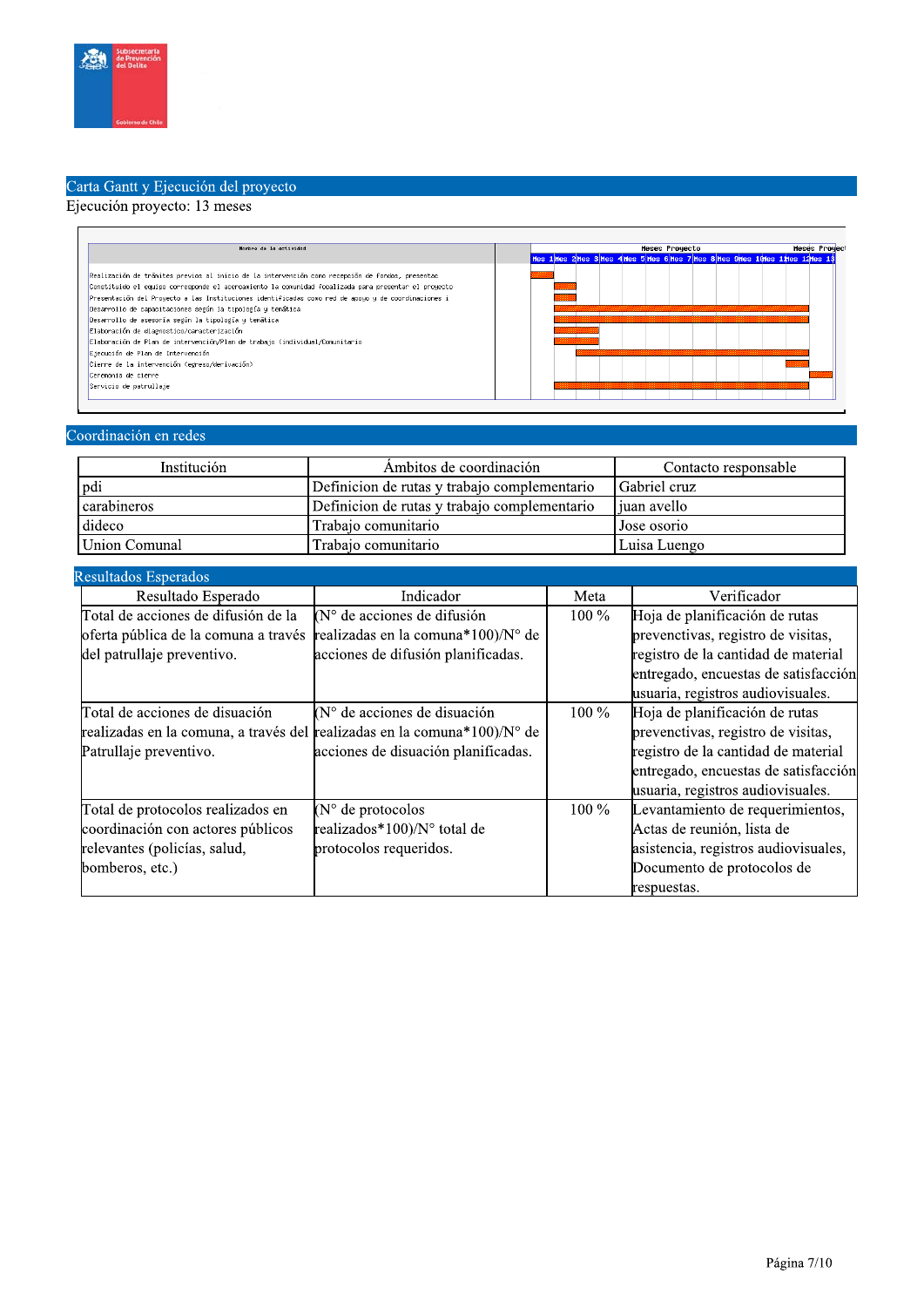## Carta Gantt y Ejecución del proyecto

Ejecución proyecto: 13 meses

| Nombre de la actividad | Mes 1 | Mes 2 | Mes 3 | Mes 4 | Mes 5 | Mes 6 | Mes 7 | Mes 8 | Mes 9 | Mes 10 | Mes 11 | Mes 12 | Mes 13 |
|---|---|---|---|---|---|---|---|---|---|---|---|---|---|
| Realización de trámites previos al inicio de la intervención como recepción de Fondos, presentac | X | | | | | | | | | | | | |
| Constituido el equipo corresponde el acercamiento la comunidad focalizada para presentar el proyecto | | X | | | | | | | | | | | |
| Presentación del Proyecto a las Instituciones identificadas como red de apoyo y de coordinaciones i | | X | | | | | | | | | | | |
| Desarrollo de capacitaciones según la tipología y temática | | X | X | X | X | X | X | X | X | X | X | X | |
| Desarrollo de asesoría según la tipología y temática | | X | X | X | X | X | X | X | X | X | X | X | |
| Elaboración de diagnostico/caracterización | | X | X | | | | | | | | | | |
| Elaboración de Plan de intervención/Plan de trabajo (individual/Comunitario | | X | X | | | | | | | | | | |
| Ejecución de Plan de Intervención | | | X | X | X | X | X | X | X | X | X | X | |
| Cierre de la intervención (egreso/derivación) | | | | | | | | | | | | X | |
| Ceremonia de cierre | | | | | | | | | | | | | X |
| Servicio de patrullaje | | X | X | X | X | X | X | X | X | X | X | X | |

## Coordinación en redes

| Institución | Ámbitos de coordinación | Contacto responsable |
|---|---|---|
| pdi | Definicion de rutas y trabajo complementario | Gabriel cruz |
| carabineros | Definicion de rutas y trabajo complementario | juan avello |
| dideco | Trabajo comunitario | Jose osorio |
| Union Comunal | Trabajo comunitario | Luisa Luengo |

## Resultados Esperados

| Resultado Esperado | Indicador | Meta | Verificador |
|---|---|---|---|
| Total de acciones de difusión de la oferta pública de la comuna a través del patrullaje preventivo. | (N° de acciones de difusión realizadas en la comuna*100)/N° de acciones de difusión planificadas. | 100 % | Hoja de planificación de rutas preventivas, registro de visitas, registro de la cantidad de material entregado, encuestas de satisfacción usuaria, registros audiovisuales. |
| Total de acciones de disuación realizadas en la comuna, a través del Patrullaje preventivo. | (N° de acciones de disuación realizadas en la comuna*100)/N° de acciones de disuación planificadas. | 100 % | Hoja de planificación de rutas preventivas, registro de visitas, registro de la cantidad de material entregado, encuestas de satisfacción usuaria, registros audiovisuales. |
| Total de protocolos realizados en coordinación con actores públicos relevantes (policías, salud, bomberos, etc.) | (N° de protocolos realizados*100)/N° total de protocolos requeridos. | 100 % | Levantamiento de requerimientos, Actas de reunión, lista de asistencia, registros audiovisuales, Documento de protocolos de respuestas. |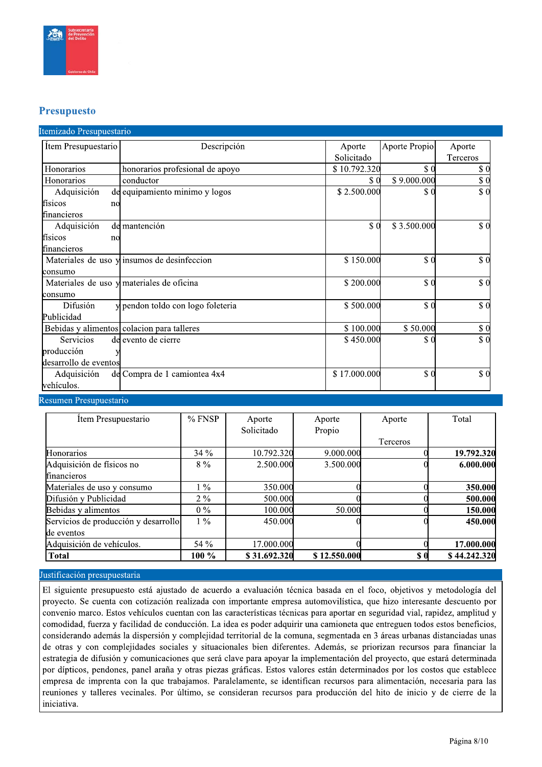## Presupuesto

### Itemizado Presupuestario

| Ítem Presupuestario | Descripción | Aporte Solicitado | Aporte Propio | Aporte Terceros |
|---|---|---|---|---|
| Honorarios | honorarios profesional de apoyo | $ 10.792.320 | $ 0 | $ 0 |
| Honorarios | conductor | $ 0 | $ 9.000.000 | $ 0 |
| Adquisición de físicos no financieros | equipamiento minimo y logos | $ 2.500.000 | $ 0 | $ 0 |
| Adquisición de físicos no financieros | mantención | $ 0 | $ 3.500.000 | $ 0 |
| Materiales de uso y consumo | insumos de desinfeccion | $ 150.000 | $ 0 | $ 0 |
| Materiales de uso y consumo | materiales de oficina | $ 200.000 | $ 0 | $ 0 |
| Difusión y Publicidad | pendon toldo con logo foleteria | $ 500.000 | $ 0 | $ 0 |
| Bebidas y alimentos | colacion para talleres | $ 100.000 | $ 50.000 | $ 0 |
| Servicios de producción y desarrollo de eventos | evento de cierre | $ 450.000 | $ 0 | $ 0 |
| Adquisición de vehículos. | Compra de 1 camiontea 4x4 | $ 17.000.000 | $ 0 | $ 0 |

### Resumen Presupuestario

| Ítem Presupuestario | % FNSP | Aporte Solicitado | Aporte Propio | Aporte Terceros | Total |
|---|---|---|---|---|---|
| Honorarios | 34 % | 10.792.320 | 9.000.000 | 0 | **19.792.320** |
| Adquisición de físicos no financieros | 8 % | 2.500.000 | 3.500.000 | 0 | **6.000.000** |
| Materiales de uso y consumo | 1 % | 350.000 | 0 | 0 | **350.000** |
| Difusión y Publicidad | 2 % | 500.000 | 0 | 0 | **500.000** |
| Bebidas y alimentos | 0 % | 100.000 | 50.000 | 0 | **150.000** |
| Servicios de producción y desarrollo de eventos | 1 % | 450.000 | 0 | 0 | **450.000** |
| Adquisición de vehículos. | 54 % | 17.000.000 | 0 | 0 | **17.000.000** |
| **Total** | **100 %** | **$ 31.692.320** | **$ 12.550.000** | **$ 0** | **$ 44.242.320** |

### Justificación presupuestaria

El siguiente presupuesto está ajustado de acuerdo a evaluación técnica basada en el foco, objetivos y metodología del proyecto. Se cuenta con cotización realizada con importante empresa automovilística, que hizo interesante descuento por convenio marco. Estos vehículos cuentan con las características técnicas para aportar en seguridad vial, rapidez, amplitud y comodidad, fuerza y facilidad de conducción. La idea es poder adquirir una camioneta que entreguen todos estos beneficios, considerando además la dispersión y complejidad territorial de la comuna, segmentada en 3 áreas urbanas distanciadas unas de otras y con complejidades sociales y situacionales bien diferentes. Además, se priorizan recursos para financiar la estrategia de difusión y comunicaciones que será clave para apoyar la implementación del proyecto, que estará determinada por dípticos, pendones, panel araña y otras piezas gráficas. Estos valores están determinados por los costos que establece empresa de imprenta con la que trabajamos. Paralelamente, se identifican recursos para alimentación, necesaria para las reuniones y talleres vecinales. Por último, se consideran recursos para producción del hito de inicio y de cierre de la iniciativa.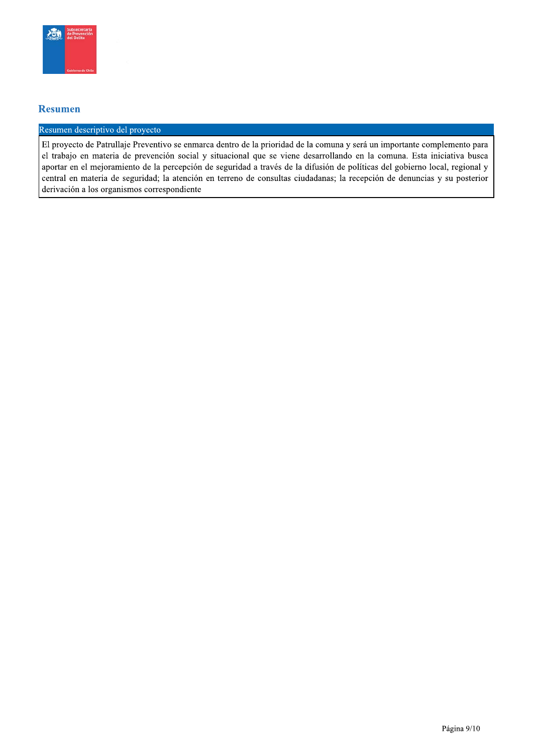## Resumen

| Resumen descriptivo del proyecto |
| --- |
| El proyecto de Patrullaje Preventivo se enmarca dentro de la prioridad de la comuna y será un importante complemento para el trabajo en materia de prevención social y situacional que se viene desarrollando en la comuna. Esta iniciativa busca aportar en el mejoramiento de la percepción de seguridad a través de la difusión de políticas del gobierno local, regional y central en materia de seguridad; la atención en terreno de consultas ciudadanas; la recepción de denuncias y su posterior derivación a los organismos correspondiente |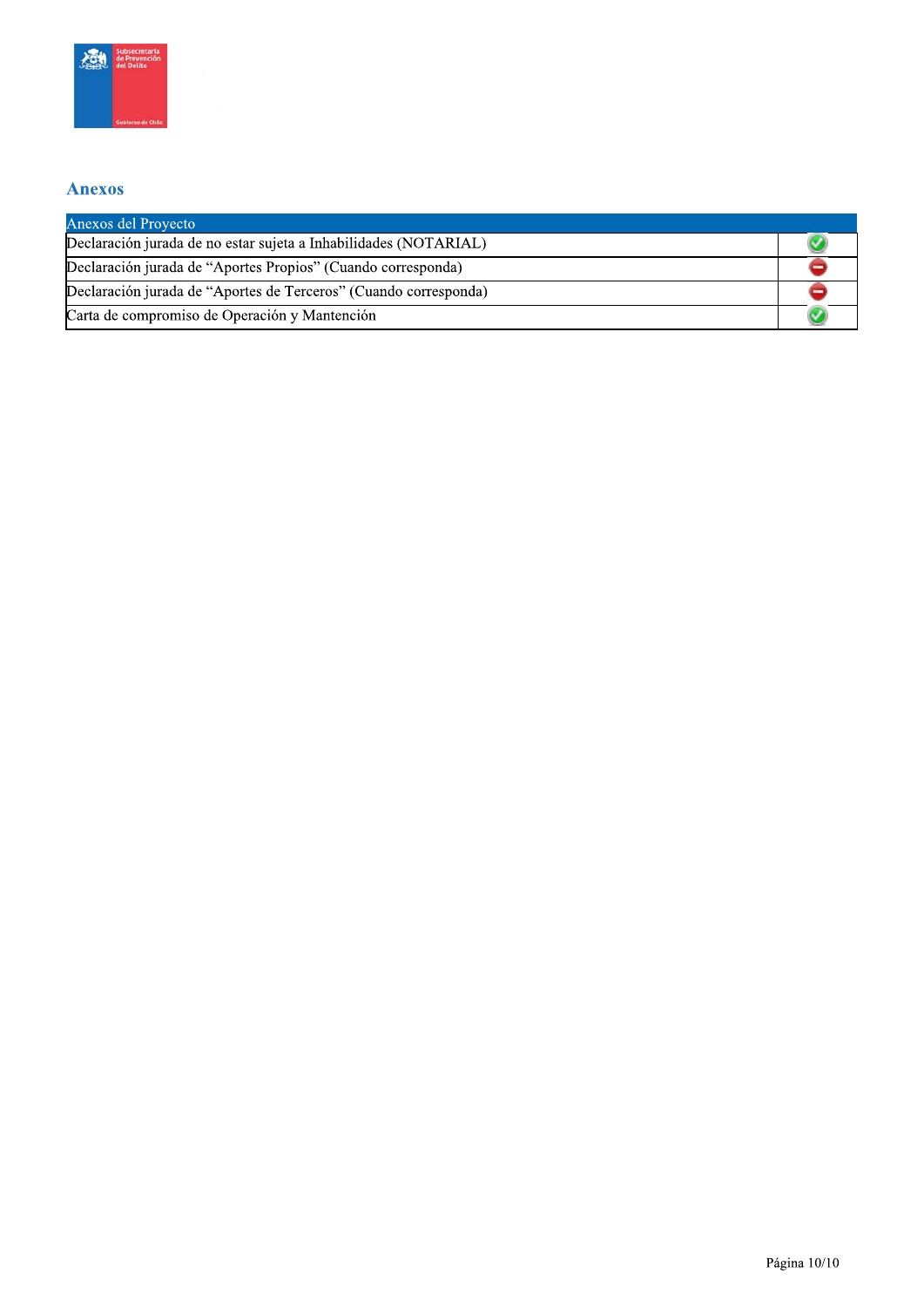## Anexos

| Anexos del Proyecto | |
|---|---|
| Declaración jurada de no estar sujeta a Inhabilidades (NOTARIAL) | ✅ |
| Declaración jurada de “Aportes Propios” (Cuando corresponda) | ⛔ |
| Declaración jurada de “Aportes de Terceros” (Cuando corresponda) | ⛔ |
| Carta de compromiso de Operación y Mantención | ✅ |